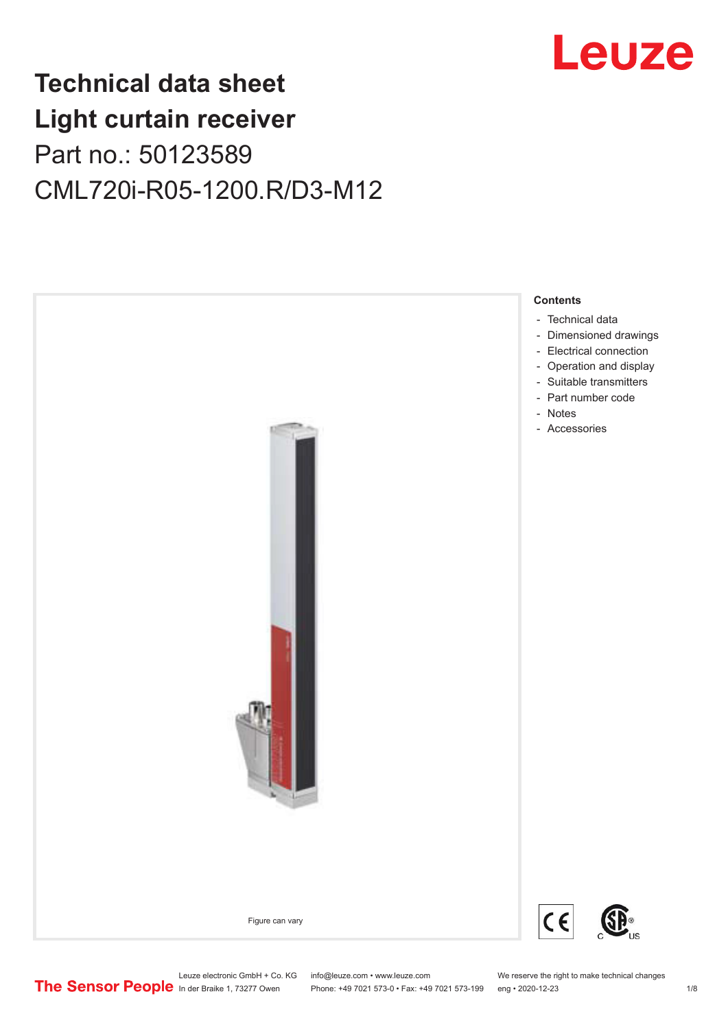# Technical data sheet
# Light curtain receiver
## Part no.: 50123589
## CML720i-R05-1200.R/D3-M12

Figure can vary

**Contents**

- Technical data
- Dimensioned drawings
- Electrical connection
- Operation and display
- Suitable transmitters
- Part number code
- Notes
- Accessories

Leuze electronic GmbH + Co. KG
In der Braike 1, 73277 Owen

info@leuze.com • www.leuze.com
Phone: +49 7021 573-0 • Fax: +49 7021 573-199

We reserve the right to make technical changes
eng • 2020-12-23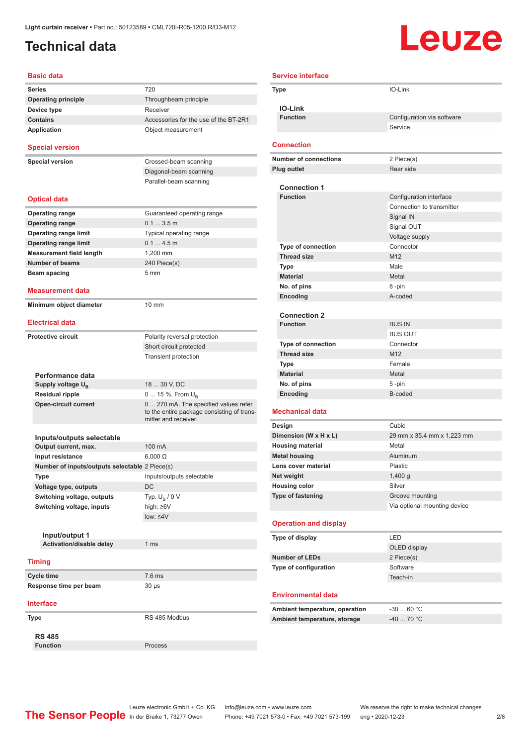Light curtain receiver • Part no.: 50123589 • CML720i-R05-1200.R/D3-M12

# Technical data

## Basic data

| | |
|---|---|
| Series | 720 |
| Operating principle | Throughbeam principle |
| Device type | Receiver |
| Contains | Accessories for the use of the BT-2R1 |
| Application | Object measurement |

## Special version

| | |
|---|---|
| Special version | Crossed-beam scanning |
| | Diagonal-beam scanning |
| | Parallel-beam scanning |

## Optical data

| | |
|---|---|
| Operating range | Guaranteed operating range |
| Operating range | 0.1 ... 3.5 m |
| Operating range limit | Typical operating range |
| Operating range limit | 0.1 ... 4.5 m |
| Measurement field length | 1,200 mm |
| Number of beams | 240 Piece(s) |
| Beam spacing | 5 mm |

## Measurement data

| | |
|---|---|
| Minimum object diameter | 10 mm |

## Electrical data

| | |
|---|---|
| Protective circuit | Polarity reversal protection |
| | Short circuit protected |
| | Transient protection |

### Performance data

| | |
|---|---|
| Supply voltage $U_B$ | 18 ... 30 V, DC |
| Residual ripple | 0 ... 15 %, From $U_B$ |
| Open-circuit current | 0 ... 270 mA, The specified values refer to the entire package consisting of transmitter and receiver. |

### Inputs/outputs selectable

| | |
|---|---|
| Output current, max. | 100 mA |
| Input resistance | 6,000 Ω |
| Number of inputs/outputs selectable | 2 Piece(s) |
| Type | Inputs/outputs selectable |
| Voltage type, outputs | DC |
| Switching voltage, outputs | Typ. $U_B$ / 0 V |
| Switching voltage, inputs | high: ≥6V |
| | low: ≤4V |

#### Input/output 1

| | |
|---|---|
| Activation/disable delay | 1 ms |

## Timing

| | |
|---|---|
| Cycle time | 7.6 ms |
| Response time per beam | 30 µs |

## Interface

| | |
|---|---|
| Type | RS 485 Modbus |

### RS 485

| | |
|---|---|
| Function | Process |

## Service interface

| | |
|---|---|
| Type | IO-Link |

### IO-Link

| | |
|---|---|
| Function | Configuration via software |
| | Service |

## Connection

| | |
|---|---|
| Number of connections | 2 Piece(s) |
| Plug outlet | Rear side |

### Connection 1

| | |
|---|---|
| Function | Configuration interface |
| | Connection to transmitter |
| | Signal IN |
| | Signal OUT |
| | Voltage supply |
| Type of connection | Connector |
| Thread size | M12 |
| Type | Male |
| Material | Metal |
| No. of pins | 8 -pin |
| Encoding | A-coded |

### Connection 2

| | |
|---|---|
| Function | BUS IN |
| | BUS OUT |
| Type of connection | Connector |
| Thread size | M12 |
| Type | Female |
| Material | Metal |
| No. of pins | 5 -pin |
| Encoding | B-coded |

## Mechanical data

| | |
|---|---|
| Design | Cubic |
| Dimension (W x H x L) | 29 mm x 35.4 mm x 1,223 mm |
| Housing material | Metal |
| Metal housing | Aluminum |
| Lens cover material | Plastic |
| Net weight | 1,400 g |
| Housing color | Silver |
| Type of fastening | Groove mounting |
| | Via optional mounting device |

## Operation and display

| | |
|---|---|
| Type of display | LED |
| | OLED display |
| Number of LEDs | 2 Piece(s) |
| Type of configuration | Software |
| | Teach-in |

## Environmental data

| | |
|---|---|
| Ambient temperature, operation | -30 ... 60 °C |
| Ambient temperature, storage | -40 ... 70 °C |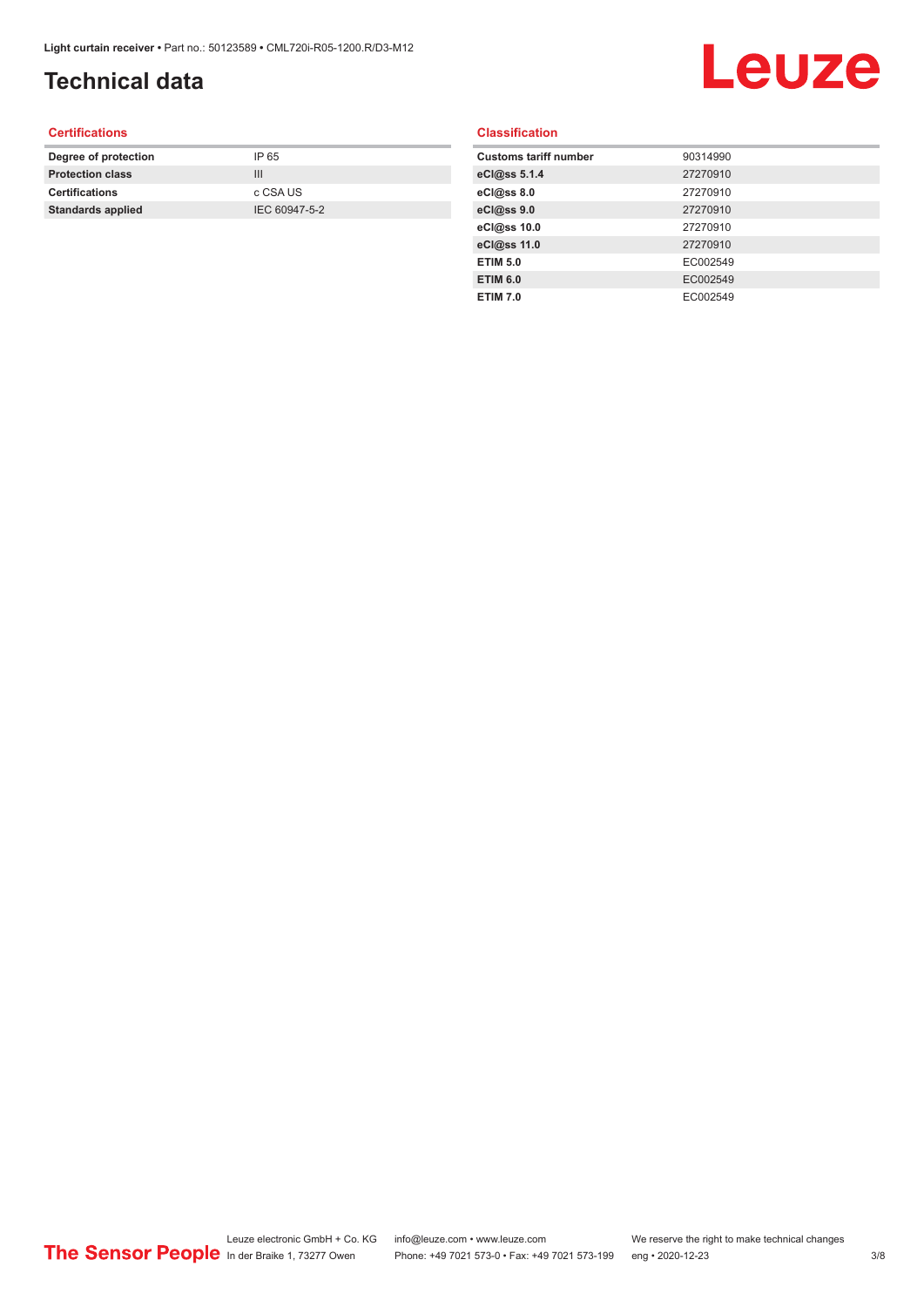# Technical data

## Certifications

| | |
|---|---|
| **Degree of protection** | IP 65 |
| **Protection class** | III |
| **Certifications** | c CSA US |
| **Standards applied** | IEC 60947-5-2 |

## Classification

| | |
|---|---|
| **Customs tariff number** | 90314990 |
| **eCl@ss 5.1.4** | 27270910 |
| **eCl@ss 8.0** | 27270910 |
| **eCl@ss 9.0** | 27270910 |
| **eCl@ss 10.0** | 27270910 |
| **eCl@ss 11.0** | 27270910 |
| **ETIM 5.0** | EC002549 |
| **ETIM 6.0** | EC002549 |
| **ETIM 7.0** | EC002549 |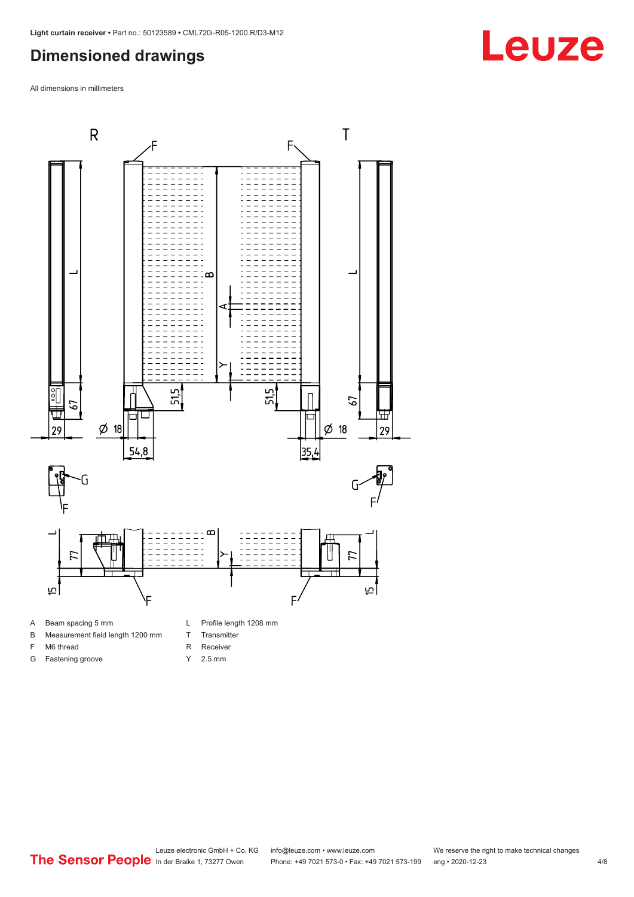## Dimensioned drawings

All dimensions in millimeters

| | | | |
|---|---|---|---|
| A | Beam spacing 5 mm | L | Profile length 1208 mm |
| B | Measurement field length 1200 mm | T | Transmitter |
| F | M6 thread | R | Receiver |
| G | Fastening groove | Y | 2.5 mm |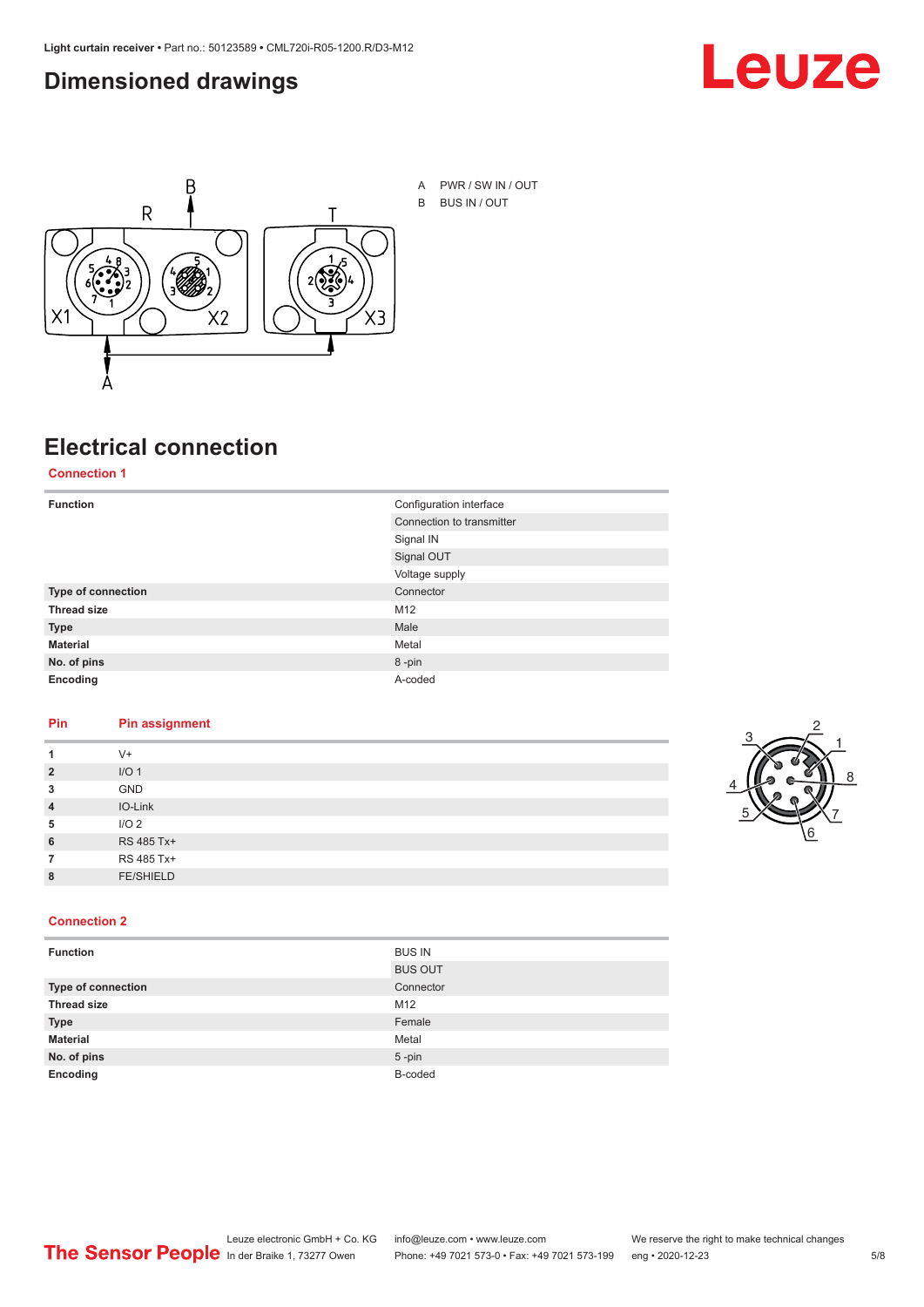## Dimensioned drawings

A PWR / SW IN / OUT

B BUS IN / OUT

## Electrical connection

### Connection 1

| | |
|---|---|
| **Function** | Configuration interface |
| | Connection to transmitter |
| | Signal IN |
| | Signal OUT |
| | Voltage supply |
| **Type of connection** | Connector |
| **Thread size** | M12 |
| **Type** | Male |
| **Material** | Metal |
| **No. of pins** | 8 -pin |
| **Encoding** | A-coded |

| Pin | Pin assignment |
|---|---|
| **1** | V+ |
| **2** | I/O 1 |
| **3** | GND |
| **4** | IO-Link |
| **5** | I/O 2 |
| **6** | RS 485 Tx+ |
| **7** | RS 485 Tx+ |
| **8** | FE/SHIELD |

### Connection 2

| | |
|---|---|
| **Function** | BUS IN |
| | BUS OUT |
| **Type of connection** | Connector |
| **Thread size** | M12 |
| **Type** | Female |
| **Material** | Metal |
| **No. of pins** | 5 -pin |
| **Encoding** | B-coded |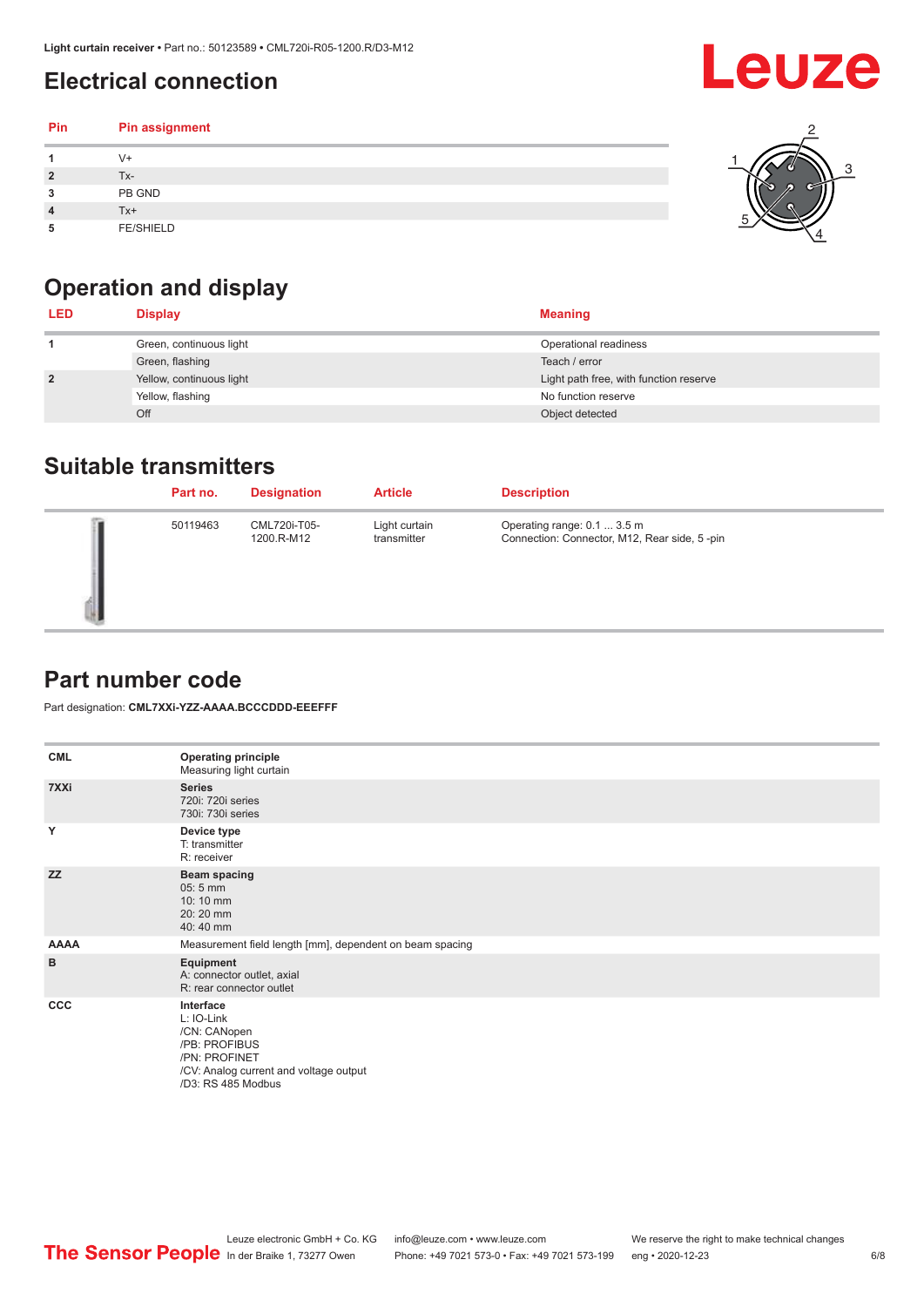# Electrical connection

| Pin | Pin assignment |
|---|---|
| 1 | V+ |
| 2 | Tx- |
| 3 | PB GND |
| 4 | Tx+ |
| 5 | FE/SHIELD |

# Operation and display

| LED | Display | Meaning |
|---|---|---|
| 1 | Green, continuous light | Operational readiness |
| | Green, flashing | Teach / error |
| 2 | Yellow, continuous light | Light path free, with function reserve |
| | Yellow, flashing | No function reserve |
| | Off | Object detected |

# Suitable transmitters

| | Part no. | Designation | Article | Description |
|---|---|---|---|---|
| | 50119463 | CML720i-T05-1200.R-M12 | Light curtain transmitter | Operating range: 0.1 ... 3.5 m<br>Connection: Connector, M12, Rear side, 5 -pin |

# Part number code

Part designation: **CML7XXi-YZZ-AAAA.BCCCDDD-EEEFFF**

| | |
|---|---|
| **CML** | **Operating principle**<br>Measuring light curtain |
| **7XXi** | **Series**<br>720i: 720i series<br>730i: 730i series |
| **Y** | **Device type**<br>T: transmitter<br>R: receiver |
| **ZZ** | **Beam spacing**<br>05: 5 mm<br>10: 10 mm<br>20: 20 mm<br>40: 40 mm |
| **AAAA** | Measurement field length [mm], dependent on beam spacing |
| **B** | **Equipment**<br>A: connector outlet, axial<br>R: rear connector outlet |
| **CCC** | **Interface**<br>L: IO-Link<br>/CN: CANopen<br>/PB: PROFIBUS<br>/PN: PROFINET<br>/CV: Analog current and voltage output<br>/D3: RS 485 Modbus |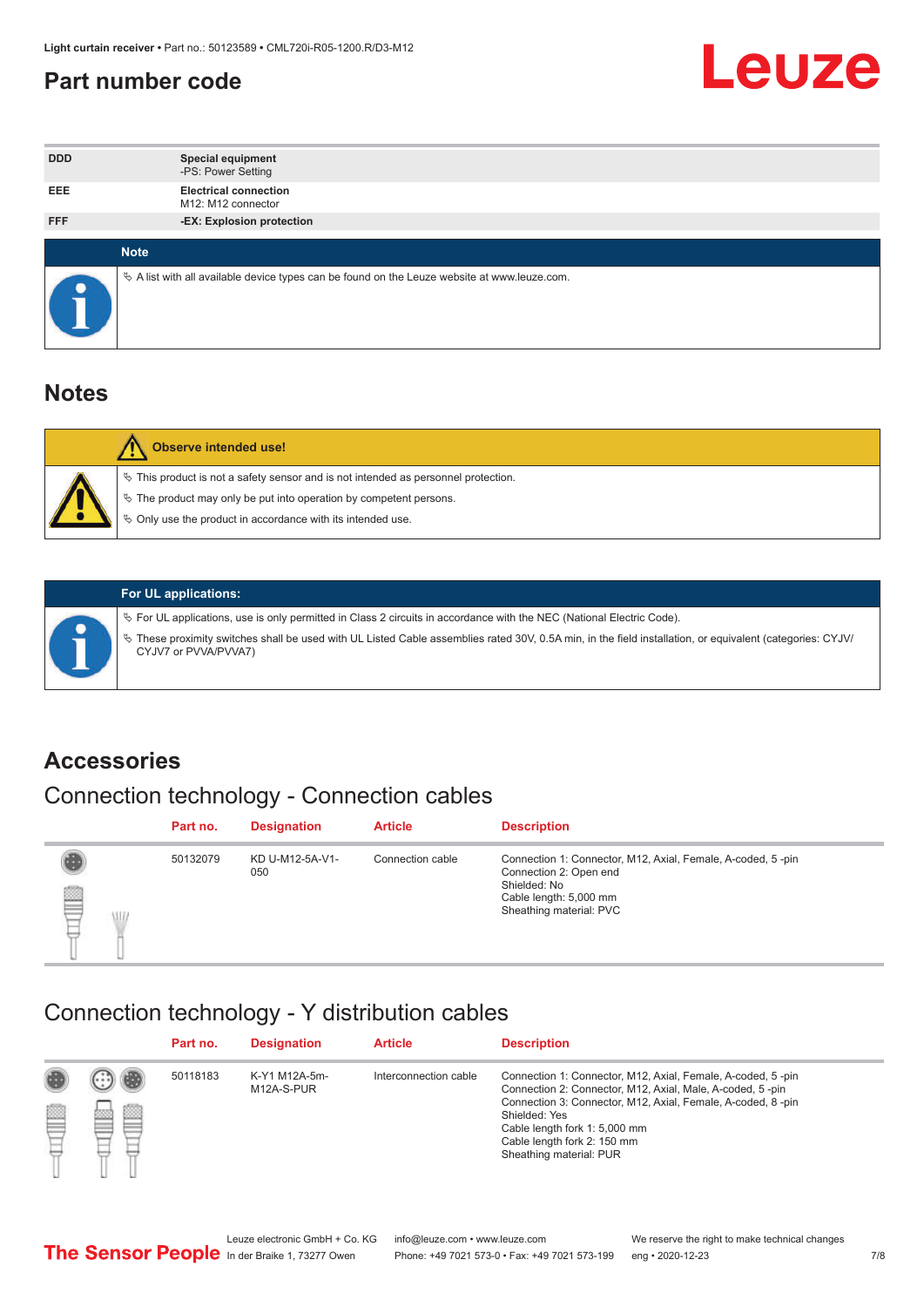## Part number code

| | |
|---|---|
| DDD | **Special equipment**<br>-PS: Power Setting |
| EEE | **Electrical connection**<br>M12: M12 connector |
| FFF | **-EX: Explosion protection** |

**Note**

- A list with all available device types can be found on the Leuze website at www.leuze.com.

## Notes

**Observe intended use!**

- This product is not a safety sensor and is not intended as personnel protection.
- The product may only be put into operation by competent persons.
- Only use the product in accordance with its intended use.

**For UL applications:**

- For UL applications, use is only permitted in Class 2 circuits in accordance with the NEC (National Electric Code).
- These proximity switches shall be used with UL Listed Cable assemblies rated 30V, 0.5A min, in the field installation, or equivalent (categories: CYJV/ CYJV7 or PVVA/PVVA7)

## Accessories

### Connection technology - Connection cables

| Part no. | Designation | Article | Description |
|---|---|---|---|
| 50132079 | KD U-M12-5A-V1-050 | Connection cable | Connection 1: Connector, M12, Axial, Female, A-coded, 5 -pin<br>Connection 2: Open end<br>Shielded: No<br>Cable length: 5,000 mm<br>Sheathing material: PVC |

### Connection technology - Y distribution cables

| Part no. | Designation | Article | Description |
|---|---|---|---|
| 50118183 | K-Y1 M12A-5m-M12A-S-PUR | Interconnection cable | Connection 1: Connector, M12, Axial, Female, A-coded, 5 -pin<br>Connection 2: Connector, M12, Axial, Male, A-coded, 5 -pin<br>Connection 3: Connector, M12, Axial, Female, A-coded, 8 -pin<br>Shielded: Yes<br>Cable length fork 1: 5,000 mm<br>Cable length fork 2: 150 mm<br>Sheathing material: PUR |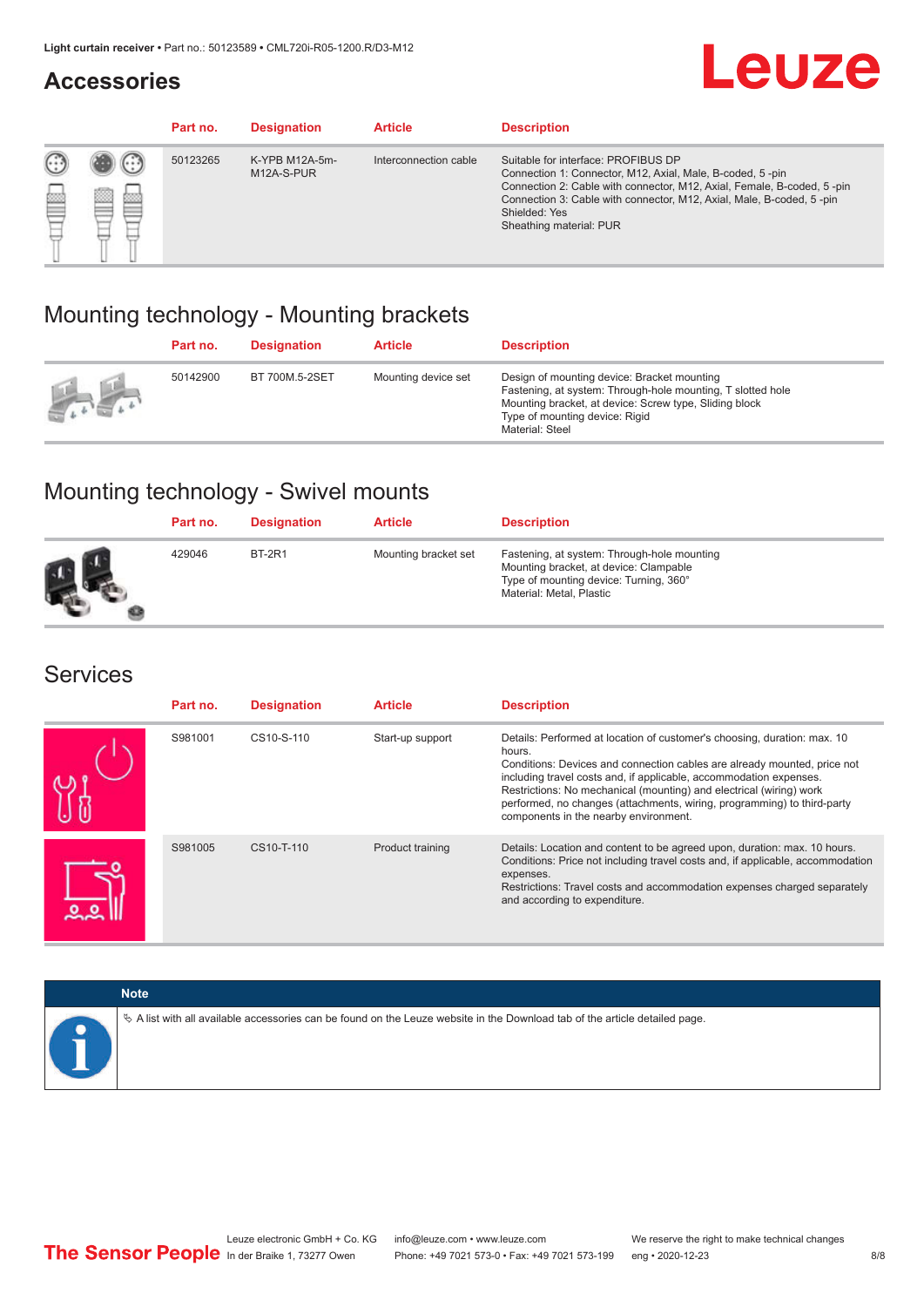## Accessories

| Part no. | Designation | Article | Description |
|---|---|---|---|
| 50123265 | K-YPB M12A-5m-M12A-S-PUR | Interconnection cable | Suitable for interface: PROFIBUS DP<br>Connection 1: Connector, M12, Axial, Male, B-coded, 5 -pin<br>Connection 2: Cable with connector, M12, Axial, Female, B-coded, 5 -pin<br>Connection 3: Cable with connector, M12, Axial, Male, B-coded, 5 -pin<br>Shielded: Yes<br>Sheathing material: PUR |

## Mounting technology - Mounting brackets

| Part no. | Designation | Article | Description |
|---|---|---|---|
| 50142900 | BT 700M.5-2SET | Mounting device set | Design of mounting device: Bracket mounting<br>Fastening, at system: Through-hole mounting, T slotted hole<br>Mounting bracket, at device: Screw type, Sliding block<br>Type of mounting device: Rigid<br>Material: Steel |

## Mounting technology - Swivel mounts

| Part no. | Designation | Article | Description |
|---|---|---|---|
| 429046 | BT-2R1 | Mounting bracket set | Fastening, at system: Through-hole mounting<br>Mounting bracket, at device: Clampable<br>Type of mounting device: Turning, 360°<br>Material: Metal, Plastic |

## Services

| Part no. | Designation | Article | Description |
|---|---|---|---|
| S981001 | CS10-S-110 | Start-up support | Details: Performed at location of customer's choosing, duration: max. 10 hours.<br>Conditions: Devices and connection cables are already mounted, price not including travel costs and, if applicable, accommodation expenses.<br>Restrictions: No mechanical (mounting) and electrical (wiring) work performed, no changes (attachments, wiring, programming) to third-party components in the nearby environment. |
| S981005 | CS10-T-110 | Product training | Details: Location and content to be agreed upon, duration: max. 10 hours.<br>Conditions: Price not including travel costs and, if applicable, accommodation expenses.<br>Restrictions: Travel costs and accommodation expenses charged separately and according to expenditure. |

**Note**

A list with all available accessories can be found on the Leuze website in the Download tab of the article detailed page.